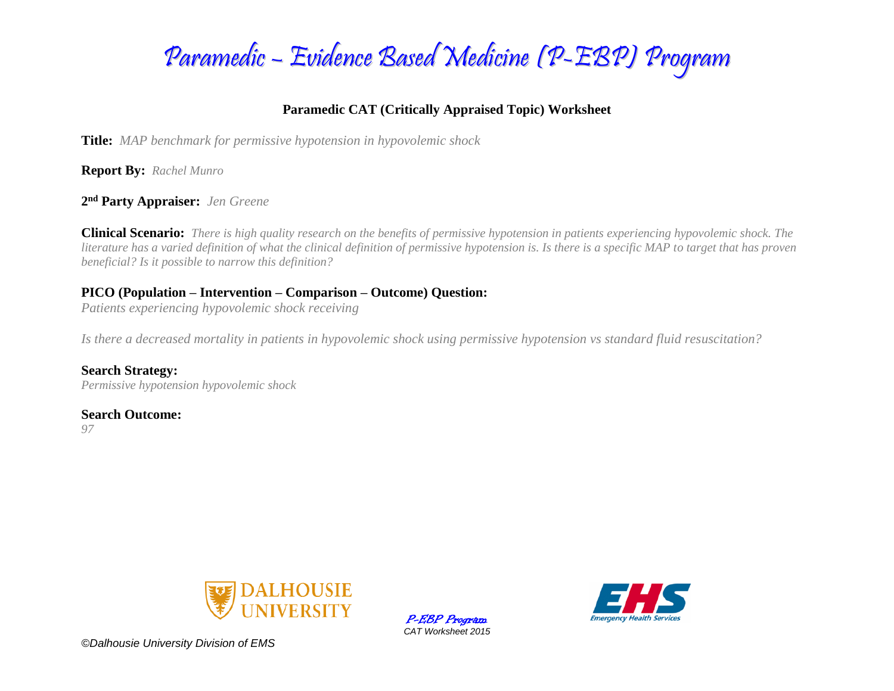# Paramedic – Evidence Based Medicine (P-EBP) Program

## Paramedic CAT (Critically Appraised Topic) Worksheet

**Title:** *MAP benchmark for permissive hypotension in hypovolemic shock*

**Report By:** *Rachel Munro*

**2nd Party Appraiser:** *Jen Greene*

**Clinical Scenario:** *There is high quality research on the benefits of permissive hypotension in patients experiencing hypovolemic shock. The literature has a varied definition of what the clinical definition of permissive hypotension is. Is there is a specific MAP to target that has proven beneficial? Is it possible to narrow this definition?*

**PICO (Population – Intervention – Comparison – Outcome) Question:**

*Patients experiencing hypovolemic shock receiving*

*Is there a decreased mortality in patients in hypovolemic shock using permissive hypotension vs standard fluid resuscitation?*

**Search Strategy:**

*Permissive hypotension hypovolemic shock*

**Search Outcome:**

*97*

©Dalhousie University Division of EMS

P-EBP Program
CAT Worksheet 2015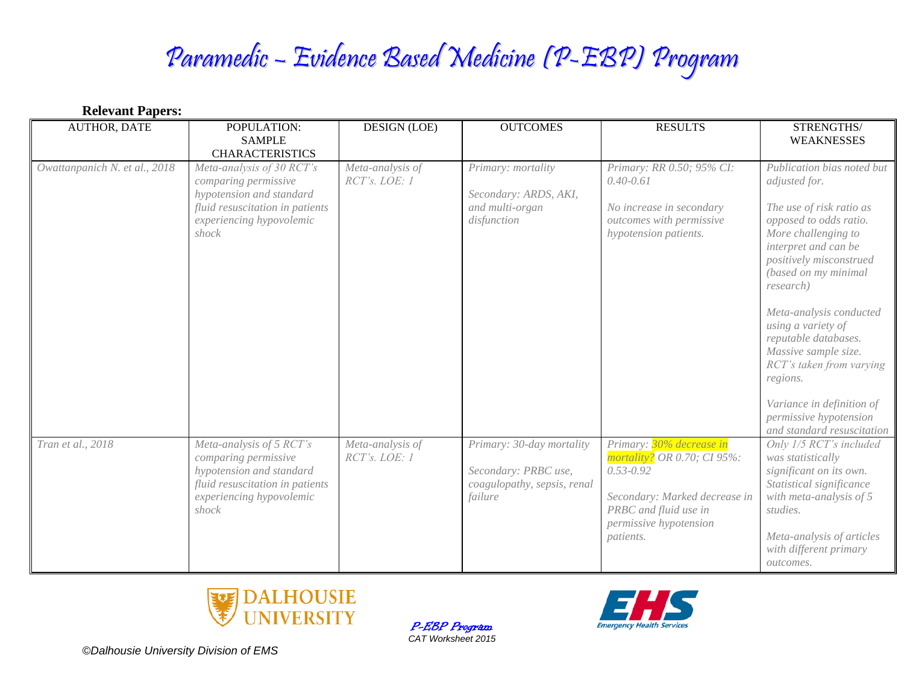# Paramedic – Evidence Based Medicine (P-EBP) Program

**Relevant Papers:**

| AUTHOR, DATE | POPULATION: SAMPLE CHARACTERISTICS | DESIGN (LOE) | OUTCOMES | RESULTS | STRENGTHS/ WEAKNESSES |
|---|---|---|---|---|---|
| *Owattanapanich N. et al., 2018* | *Meta-analysis of 30 RCT's comparing permissive hypotension and standard fluid resuscitation in patients experiencing hypovolemic shock* | *Meta-analysis of RCT's. LOE: 1* | *Primary: mortality*<br><br>*Secondary: ARDS, AKI, and multi-organ disfunction* | *Primary: RR 0.50; 95% CI: 0.40-0.61*<br><br>*No increase in secondary outcomes with permissive hypotension patients.* | *Publication bias noted but adjusted for.*<br><br>*The use of risk ratio as opposed to odds ratio. More challenging to interpret and can be positively misconstrued (based on my minimal research)*<br><br>*Meta-analysis conducted using a variety of reputable databases. Massive sample size. RCT's taken from varying regions.*<br><br>*Variance in definition of permissive hypotension and standard resuscitation* |
| *Tran et al., 2018* | *Meta-analysis of 5 RCT's comparing permissive hypotension and standard fluid resuscitation in patients experiencing hypovolemic shock* | *Meta-analysis of RCT's. LOE: 1* | *Primary: 30-day mortality*<br><br>*Secondary: PRBC use, coagulopathy, sepsis, renal failure* | *Primary: 30% decrease in mortality? OR 0.70; CI 95%: 0.53-0.92*<br><br>*Secondary: Marked decrease in PRBC and fluid use in permissive hypotension patients.* | *Only 1/5 RCT's included was statistically significant on its own. Statistical significance with meta-analysis of 5 studies.*<br><br>*Meta-analysis of articles with different primary outcomes.* |

P-EBP Program
CAT Worksheet 2015

©Dalhousie University Division of EMS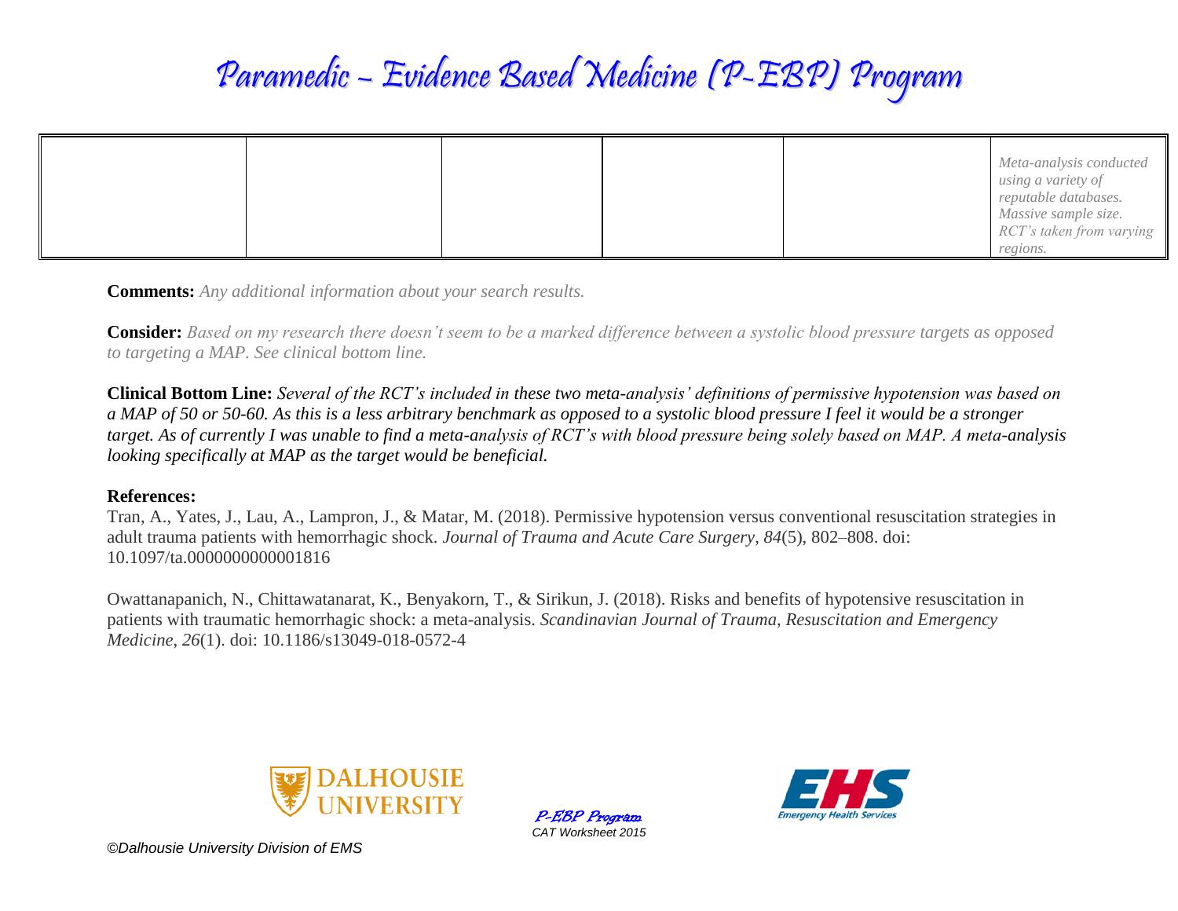| | | | | | |
|---|---|---|---|---|---|
| | | | | | *Meta-analysis conducted using a variety of reputable databases. Massive sample size. RCT's taken from varying regions.* |

**Comments:** *Any additional information about your search results.*

**Consider:** *Based on my research there doesn't seem to be a marked difference between a systolic blood pressure targets as opposed to targeting a MAP. See clinical bottom line.*

**Clinical Bottom Line:** *Several of the RCT's included in these two meta-analysis' definitions of permissive hypotension was based on a MAP of 50 or 50-60. As this is a less arbitrary benchmark as opposed to a systolic blood pressure I feel it would be a stronger target. As of currently I was unable to find a meta-analysis of RCT's with blood pressure being solely based on MAP. A meta-analysis looking specifically at MAP as the target would be beneficial.*

**References:**

Tran, A., Yates, J., Lau, A., Lampron, J., & Matar, M. (2018). Permissive hypotension versus conventional resuscitation strategies in adult trauma patients with hemorrhagic shock. *Journal of Trauma and Acute Care Surgery*, *84*(5), 802–808. doi: 10.1097/ta.0000000000001816

Owattanapanich, N., Chittawatanarat, K., Benyakorn, T., & Sirikun, J. (2018). Risks and benefits of hypotensive resuscitation in patients with traumatic hemorrhagic shock: a meta-analysis. *Scandinavian Journal of Trauma, Resuscitation and Emergency Medicine*, *26*(1). doi: 10.1186/s13049-018-0572-4